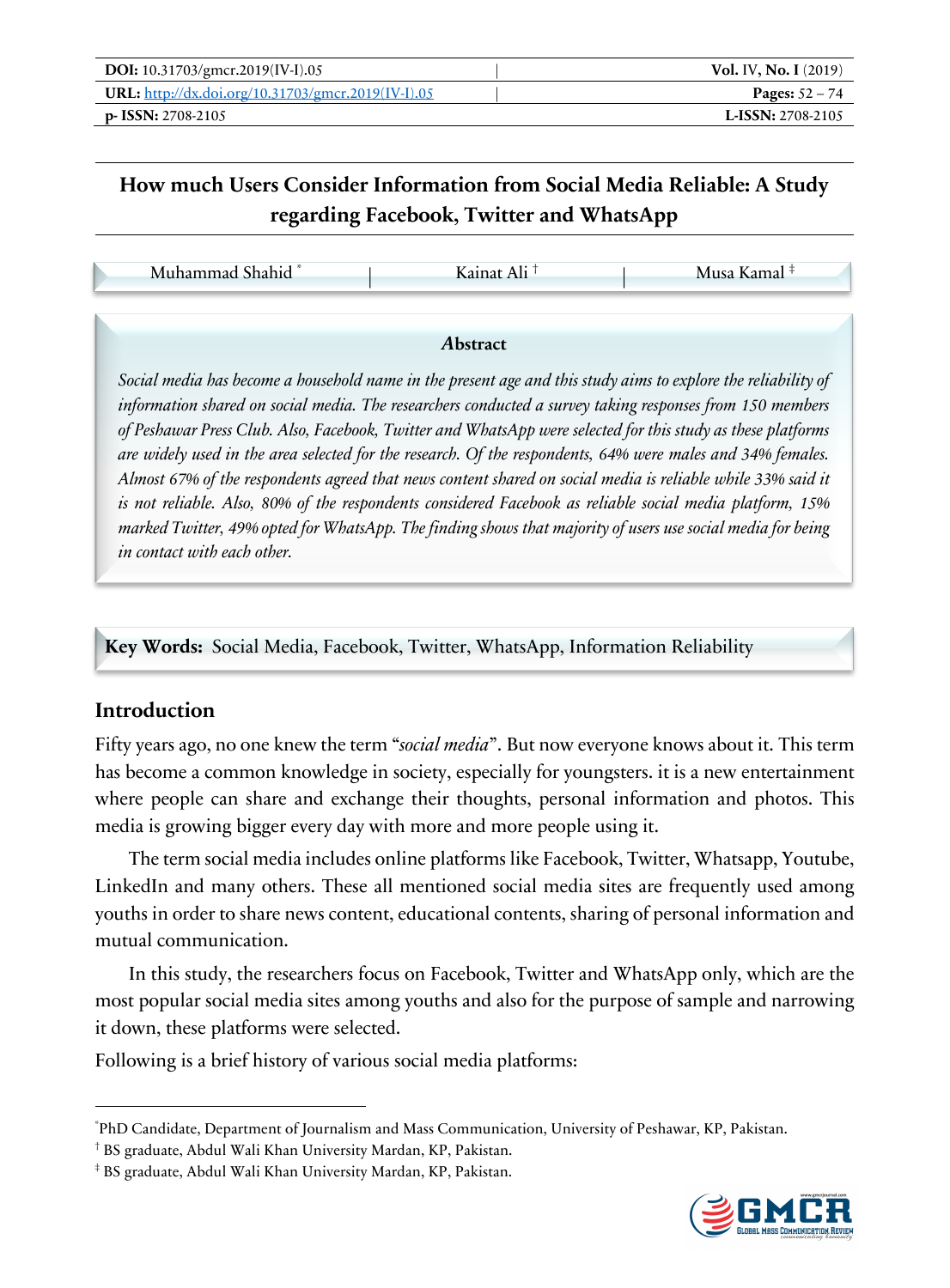| DOI: 10.31703/gmcr.2019(IV-I).05 | Vol. IV, No. I (2019) |
|---|---|
| URL: http://dx.doi.org/10.31703/gmcr.2019(IV-I).05 | Pages: 52 – 74 |
| p- ISSN: 2708-2105 | L-ISSN: 2708-2105 |

# How much Users Consider Information from Social Media Reliable: A Study regarding Facebook, Twitter and WhatsApp

Muhammad Shahid [*] | Kainat Ali [†] | Musa Kamal [‡]

### Abstract

*Social media has become a household name in the present age and this study aims to explore the reliability of information shared on social media. The researchers conducted a survey taking responses from 150 members of Peshawar Press Club. Also, Facebook, Twitter and WhatsApp were selected for this study as these platforms are widely used in the area selected for the research. Of the respondents, 64% were males and 34% females. Almost 67% of the respondents agreed that news content shared on social media is reliable while 33% said it is not reliable. Also, 80% of the respondents considered Facebook as reliable social media platform, 15% marked Twitter, 49% opted for WhatsApp. The finding shows that majority of users use social media for being in contact with each other.*

**Key Words:** Social Media, Facebook, Twitter, WhatsApp, Information Reliability

## Introduction

Fifty years ago, no one knew the term "*social media*". But now everyone knows about it. This term has become a common knowledge in society, especially for youngsters. it is a new entertainment where people can share and exchange their thoughts, personal information and photos. This media is growing bigger every day with more and more people using it.

The term social media includes online platforms like Facebook, Twitter, Whatsapp, Youtube, LinkedIn and many others. These all mentioned social media sites are frequently used among youths in order to share news content, educational contents, sharing of personal information and mutual communication.

In this study, the researchers focus on Facebook, Twitter and WhatsApp only, which are the most popular social media sites among youths and also for the purpose of sample and narrowing it down, these platforms were selected.

Following is a brief history of various social media platforms:

---

[*] PhD Candidate, Department of Journalism and Mass Communication, University of Peshawar, KP, Pakistan.

[†] BS graduate, Abdul Wali Khan University Mardan, KP, Pakistan.

[‡] BS graduate, Abdul Wali Khan University Mardan, KP, Pakistan.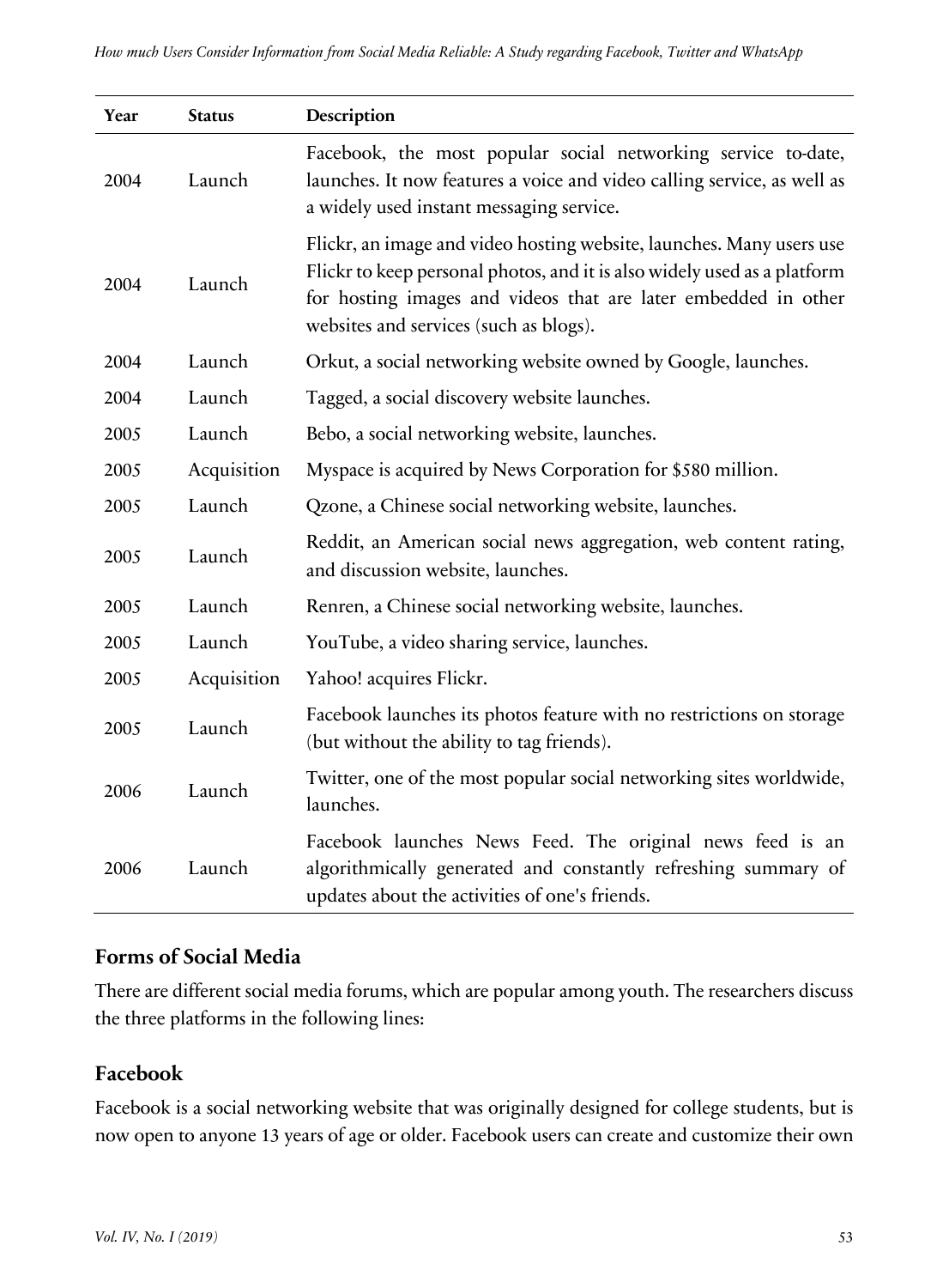| Year | Status | Description |
|---|---|---|
| 2004 | Launch | Facebook, the most popular social networking service to-date, launches. It now features a voice and video calling service, as well as a widely used instant messaging service. |
| 2004 | Launch | Flickr, an image and video hosting website, launches. Many users use Flickr to keep personal photos, and it is also widely used as a platform for hosting images and videos that are later embedded in other websites and services (such as blogs). |
| 2004 | Launch | Orkut, a social networking website owned by Google, launches. |
| 2004 | Launch | Tagged, a social discovery website launches. |
| 2005 | Launch | Bebo, a social networking website, launches. |
| 2005 | Acquisition | Myspace is acquired by News Corporation for $580 million. |
| 2005 | Launch | Qzone, a Chinese social networking website, launches. |
| 2005 | Launch | Reddit, an American social news aggregation, web content rating, and discussion website, launches. |
| 2005 | Launch | Renren, a Chinese social networking website, launches. |
| 2005 | Launch | YouTube, a video sharing service, launches. |
| 2005 | Acquisition | Yahoo! acquires Flickr. |
| 2005 | Launch | Facebook launches its photos feature with no restrictions on storage (but without the ability to tag friends). |
| 2006 | Launch | Twitter, one of the most popular social networking sites worldwide, launches. |
| 2006 | Launch | Facebook launches News Feed. The original news feed is an algorithmically generated and constantly refreshing summary of updates about the activities of one's friends. |

## Forms of Social Media

There are different social media forums, which are popular among youth. The researchers discuss the three platforms in the following lines:

## Facebook

Facebook is a social networking website that was originally designed for college students, but is now open to anyone 13 years of age or older. Facebook users can create and customize their own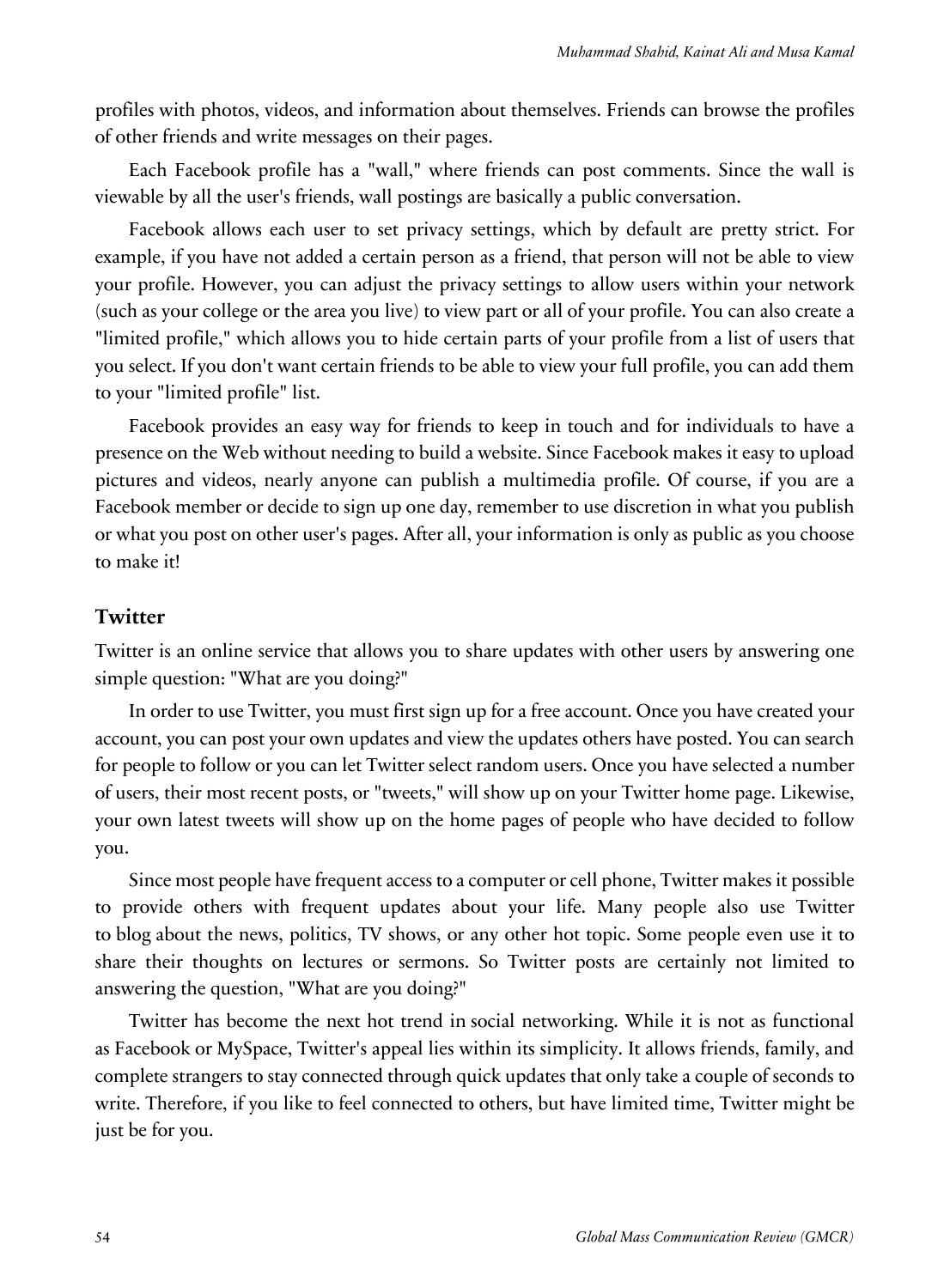profiles with photos, videos, and information about themselves. Friends can browse the profiles of other friends and write messages on their pages.

Each Facebook profile has a "wall," where friends can post comments. Since the wall is viewable by all the user's friends, wall postings are basically a public conversation.

Facebook allows each user to set privacy settings, which by default are pretty strict. For example, if you have not added a certain person as a friend, that person will not be able to view your profile. However, you can adjust the privacy settings to allow users within your network (such as your college or the area you live) to view part or all of your profile. You can also create a "limited profile," which allows you to hide certain parts of your profile from a list of users that you select. If you don't want certain friends to be able to view your full profile, you can add them to your "limited profile" list.

Facebook provides an easy way for friends to keep in touch and for individuals to have a presence on the Web without needing to build a website. Since Facebook makes it easy to upload pictures and videos, nearly anyone can publish a multimedia profile. Of course, if you are a Facebook member or decide to sign up one day, remember to use discretion in what you publish or what you post on other user's pages. After all, your information is only as public as you choose to make it!

## Twitter

Twitter is an online service that allows you to share updates with other users by answering one simple question: "What are you doing?"

In order to use Twitter, you must first sign up for a free account. Once you have created your account, you can post your own updates and view the updates others have posted. You can search for people to follow or you can let Twitter select random users. Once you have selected a number of users, their most recent posts, or "tweets," will show up on your Twitter home page. Likewise, your own latest tweets will show up on the home pages of people who have decided to follow you.

Since most people have frequent access to a computer or cell phone, Twitter makes it possible to provide others with frequent updates about your life. Many people also use Twitter to blog about the news, politics, TV shows, or any other hot topic. Some people even use it to share their thoughts on lectures or sermons. So Twitter posts are certainly not limited to answering the question, "What are you doing?"

Twitter has become the next hot trend in social networking. While it is not as functional as Facebook or MySpace, Twitter's appeal lies within its simplicity. It allows friends, family, and complete strangers to stay connected through quick updates that only take a couple of seconds to write. Therefore, if you like to feel connected to others, but have limited time, Twitter might be just be for you.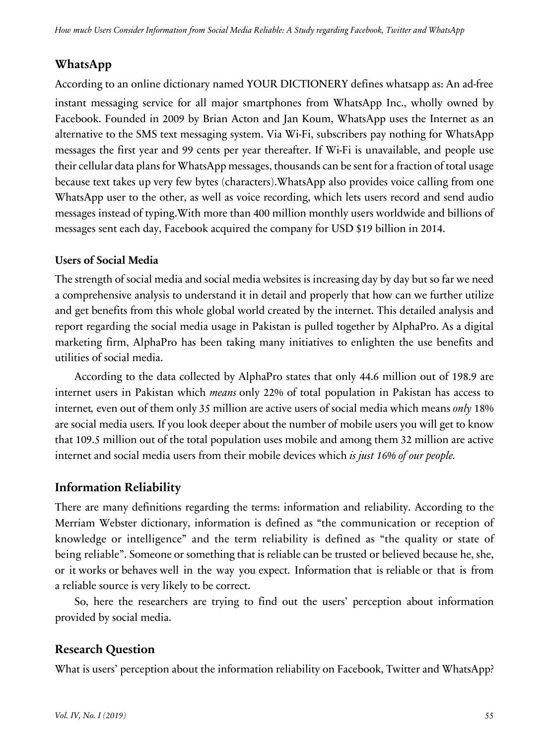## WhatsApp

According to an online dictionary named YOUR DICTIONERY defines whatsapp as: An ad-free instant messaging service for all major smartphones from WhatsApp Inc., wholly owned by Facebook. Founded in 2009 by Brian Acton and Jan Koum, WhatsApp uses the Internet as an alternative to the SMS text messaging system. Via Wi-Fi, subscribers pay nothing for WhatsApp messages the first year and 99 cents per year thereafter. If Wi-Fi is unavailable, and people use their cellular data plans for WhatsApp messages, thousands can be sent for a fraction of total usage because text takes up very few bytes (characters).WhatsApp also provides voice calling from one WhatsApp user to the other, as well as voice recording, which lets users record and send audio messages instead of typing.With more than 400 million monthly users worldwide and billions of messages sent each day, Facebook acquired the company for USD $19 billion in 2014.

### Users of Social Media

The strength of social media and social media websites is increasing day by day but so far we need a comprehensive analysis to understand it in detail and properly that how can we further utilize and get benefits from this whole global world created by the internet. This detailed analysis and report regarding the social media usage in Pakistan is pulled together by AlphaPro. As a digital marketing firm, AlphaPro has been taking many initiatives to enlighten the use benefits and utilities of social media.

According to the data collected by AlphaPro states that only 44.6 million out of 198.9 are internet users in Pakistan which *means* only 22% of total population in Pakistan has access to internet, even out of them only 35 million are active users of social media which means *only* 18% are social media users. If you look deeper about the number of mobile users you will get to know that 109.5 million out of the total population uses mobile and among them 32 million are active internet and social media users from their mobile devices which *is just 16% of our people.*

## Information Reliability

There are many definitions regarding the terms: information and reliability. According to the Merriam Webster dictionary, information is defined as "the communication or reception of knowledge or intelligence" and the term reliability is defined as "the quality or state of being reliable". Someone or something that is reliable can be trusted or believed because he, she, or it works or behaves well in the way you expect. Information that is reliable or that is from a reliable source is very likely to be correct.

So, here the researchers are trying to find out the users' perception about information provided by social media.

## Research Question

What is users' perception about the information reliability on Facebook, Twitter and WhatsApp?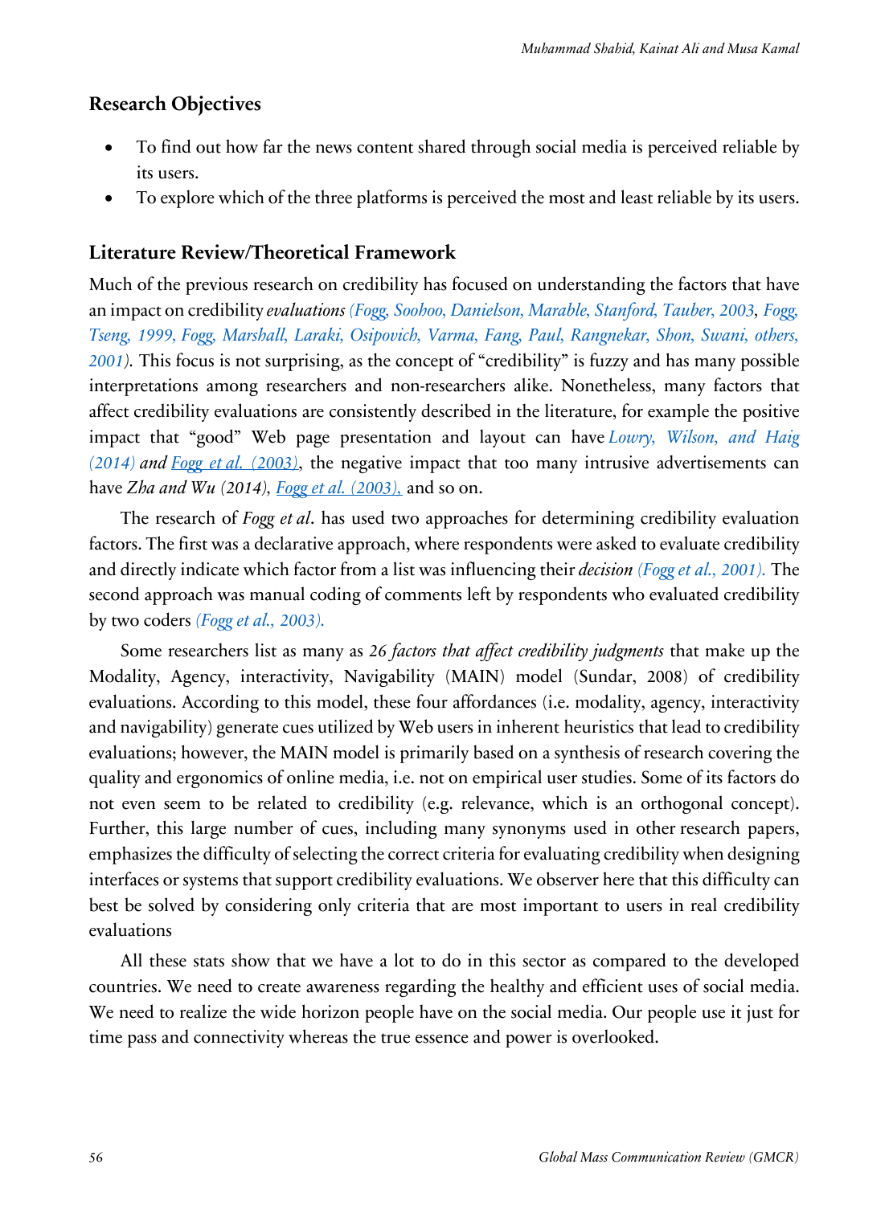## Research Objectives

- To find out how far the news content shared through social media is perceived reliable by its users.
- To explore which of the three platforms is perceived the most and least reliable by its users.

## Literature Review/Theoretical Framework

Much of the previous research on credibility has focused on understanding the factors that have an impact on credibility *evaluations* *(Fogg, Soohoo, Danielson, Marable, Stanford, Tauber, 2003, Fogg, Tseng, 1999, Fogg, Marshall, Laraki, Osipovich, Varma, Fang, Paul, Rangnekar, Shon, Swani, others, 2001)*. This focus is not surprising, as the concept of "credibility" is fuzzy and has many possible interpretations among researchers and non-researchers alike. Nonetheless, many factors that affect credibility evaluations are consistently described in the literature, for example the positive impact that "good" Web page presentation and layout can have *Lowry, Wilson, and Haig (2014) and Fogg et al. (2003)*, the negative impact that too many intrusive advertisements can have *Zha and Wu (2014), Fogg et al. (2003),* and so on.

The research of *Fogg et al*. has used two approaches for determining credibility evaluation factors. The first was a declarative approach, where respondents were asked to evaluate credibility and directly indicate which factor from a list was influencing their *decision (Fogg et al., 2001).* The second approach was manual coding of comments left by respondents who evaluated credibility by two coders *(Fogg et al., 2003).*

Some researchers list as many as *26 factors that affect credibility judgments* that make up the Modality, Agency, interactivity, Navigability (MAIN) model (Sundar, 2008) of credibility evaluations. According to this model, these four affordances (i.e. modality, agency, interactivity and navigability) generate cues utilized by Web users in inherent heuristics that lead to credibility evaluations; however, the MAIN model is primarily based on a synthesis of research covering the quality and ergonomics of online media, i.e. not on empirical user studies. Some of its factors do not even seem to be related to credibility (e.g. relevance, which is an orthogonal concept). Further, this large number of cues, including many synonyms used in other research papers, emphasizes the difficulty of selecting the correct criteria for evaluating credibility when designing interfaces or systems that support credibility evaluations. We observer here that this difficulty can best be solved by considering only criteria that are most important to users in real credibility evaluations

All these stats show that we have a lot to do in this sector as compared to the developed countries. We need to create awareness regarding the healthy and efficient uses of social media. We need to realize the wide horizon people have on the social media. Our people use it just for time pass and connectivity whereas the true essence and power is overlooked.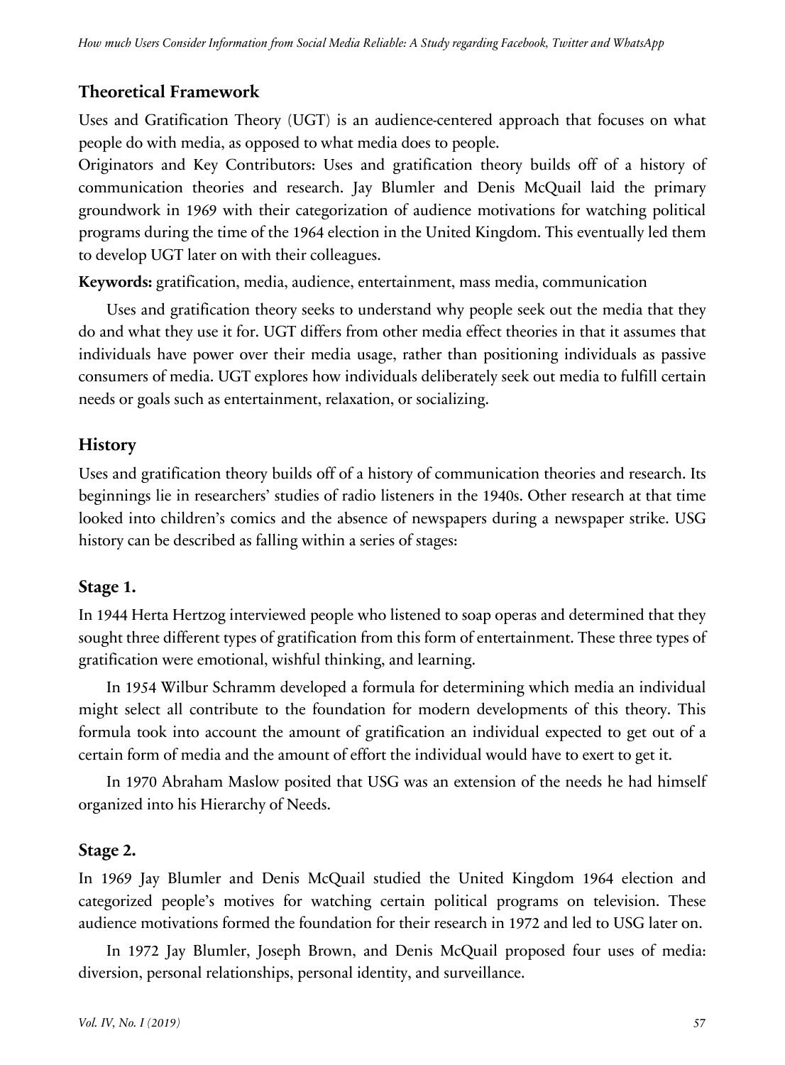## Theoretical Framework

Uses and Gratification Theory (UGT) is an audience-centered approach that focuses on what people do with media, as opposed to what media does to people.

Originators and Key Contributors: Uses and gratification theory builds off of a history of communication theories and research. Jay Blumler and Denis McQuail laid the primary groundwork in 1969 with their categorization of audience motivations for watching political programs during the time of the 1964 election in the United Kingdom. This eventually led them to develop UGT later on with their colleagues.

**Keywords:** gratification, media, audience, entertainment, mass media, communication

Uses and gratification theory seeks to understand why people seek out the media that they do and what they use it for. UGT differs from other media effect theories in that it assumes that individuals have power over their media usage, rather than positioning individuals as passive consumers of media. UGT explores how individuals deliberately seek out media to fulfill certain needs or goals such as entertainment, relaxation, or socializing.

## History

Uses and gratification theory builds off of a history of communication theories and research. Its beginnings lie in researchers' studies of radio listeners in the 1940s. Other research at that time looked into children's comics and the absence of newspapers during a newspaper strike. USG history can be described as falling within a series of stages:

### Stage 1.

In 1944 Herta Hertzog interviewed people who listened to soap operas and determined that they sought three different types of gratification from this form of entertainment. These three types of gratification were emotional, wishful thinking, and learning.

In 1954 Wilbur Schramm developed a formula for determining which media an individual might select all contribute to the foundation for modern developments of this theory. This formula took into account the amount of gratification an individual expected to get out of a certain form of media and the amount of effort the individual would have to exert to get it.

In 1970 Abraham Maslow posited that USG was an extension of the needs he had himself organized into his Hierarchy of Needs.

### Stage 2.

In 1969 Jay Blumler and Denis McQuail studied the United Kingdom 1964 election and categorized people's motives for watching certain political programs on television. These audience motivations formed the foundation for their research in 1972 and led to USG later on.

In 1972 Jay Blumler, Joseph Brown, and Denis McQuail proposed four uses of media: diversion, personal relationships, personal identity, and surveillance.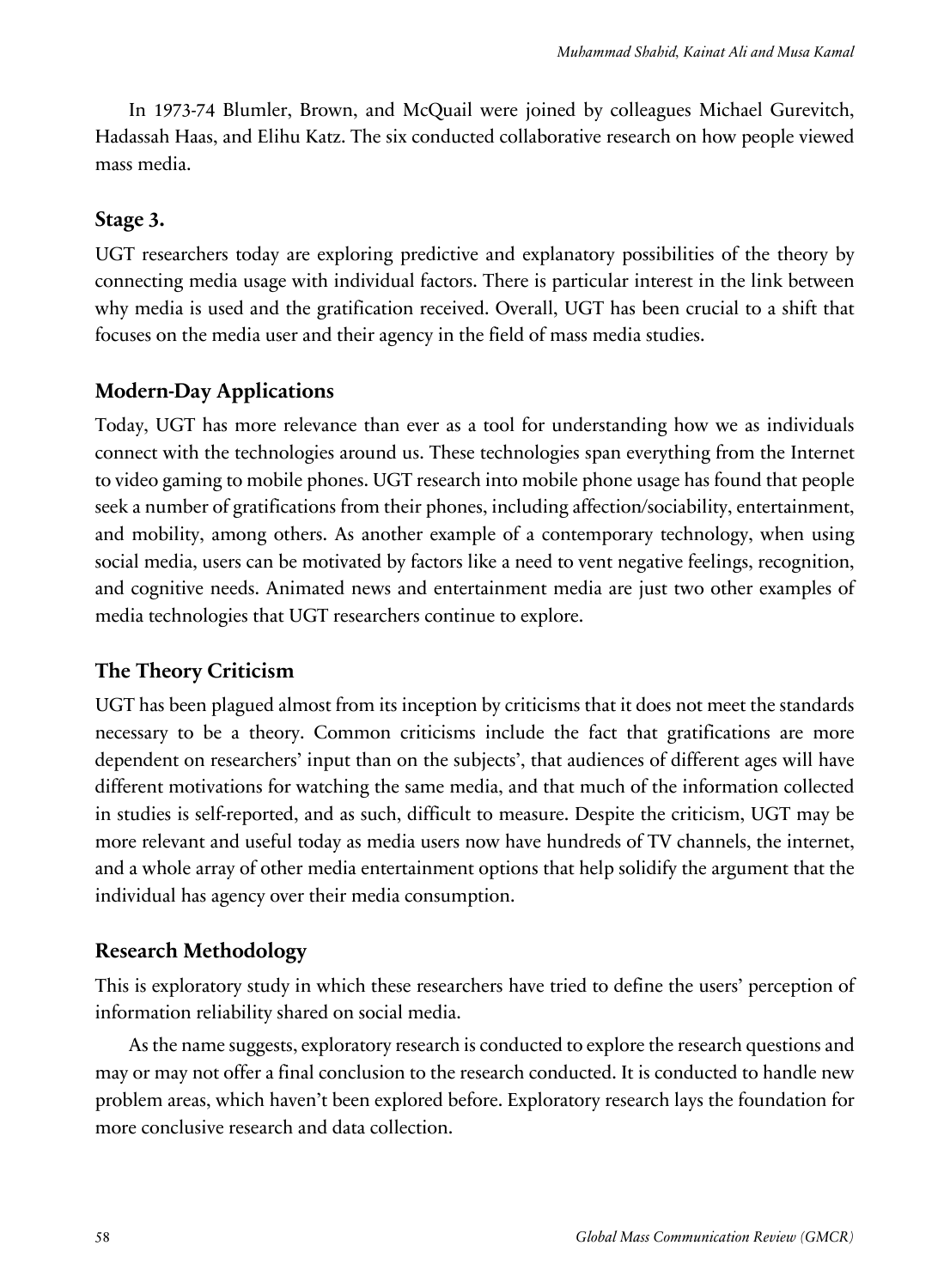In 1973-74 Blumler, Brown, and McQuail were joined by colleagues Michael Gurevitch, Hadassah Haas, and Elihu Katz. The six conducted collaborative research on how people viewed mass media.

### Stage 3.

UGT researchers today are exploring predictive and explanatory possibilities of the theory by connecting media usage with individual factors. There is particular interest in the link between why media is used and the gratification received. Overall, UGT has been crucial to a shift that focuses on the media user and their agency in the field of mass media studies.

## Modern-Day Applications

Today, UGT has more relevance than ever as a tool for understanding how we as individuals connect with the technologies around us. These technologies span everything from the Internet to video gaming to mobile phones. UGT research into mobile phone usage has found that people seek a number of gratifications from their phones, including affection/sociability, entertainment, and mobility, among others. As another example of a contemporary technology, when using social media, users can be motivated by factors like a need to vent negative feelings, recognition, and cognitive needs. Animated news and entertainment media are just two other examples of media technologies that UGT researchers continue to explore.

## The Theory Criticism

UGT has been plagued almost from its inception by criticisms that it does not meet the standards necessary to be a theory. Common criticisms include the fact that gratifications are more dependent on researchers' input than on the subjects', that audiences of different ages will have different motivations for watching the same media, and that much of the information collected in studies is self-reported, and as such, difficult to measure. Despite the criticism, UGT may be more relevant and useful today as media users now have hundreds of TV channels, the internet, and a whole array of other media entertainment options that help solidify the argument that the individual has agency over their media consumption.

## Research Methodology

This is exploratory study in which these researchers have tried to define the users' perception of information reliability shared on social media.

As the name suggests, exploratory research is conducted to explore the research questions and may or may not offer a final conclusion to the research conducted. It is conducted to handle new problem areas, which haven't been explored before. Exploratory research lays the foundation for more conclusive research and data collection.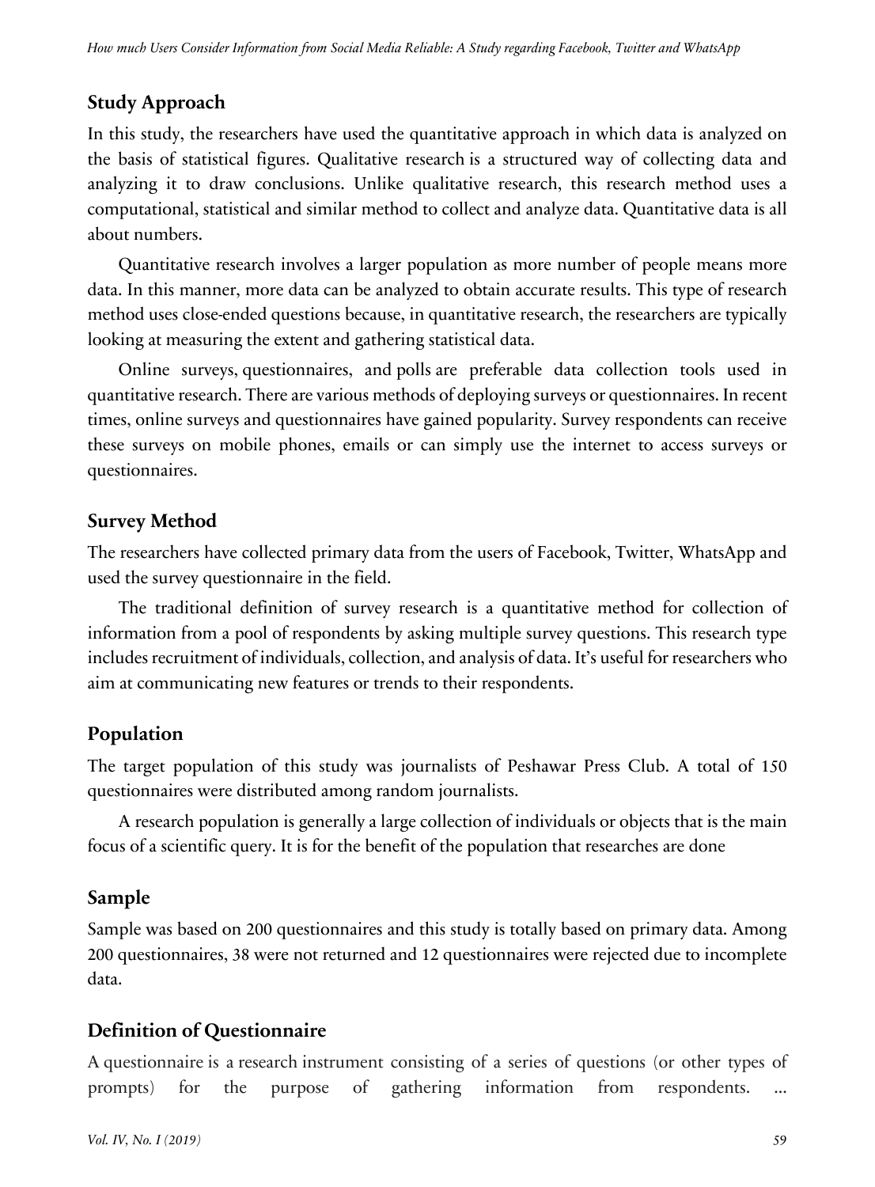## Study Approach

In this study, the researchers have used the quantitative approach in which data is analyzed on the basis of statistical figures. Qualitative research is a structured way of collecting data and analyzing it to draw conclusions. Unlike qualitative research, this research method uses a computational, statistical and similar method to collect and analyze data. Quantitative data is all about numbers.

Quantitative research involves a larger population as more number of people means more data. In this manner, more data can be analyzed to obtain accurate results. This type of research method uses close-ended questions because, in quantitative research, the researchers are typically looking at measuring the extent and gathering statistical data.

Online surveys, questionnaires, and polls are preferable data collection tools used in quantitative research. There are various methods of deploying surveys or questionnaires. In recent times, online surveys and questionnaires have gained popularity. Survey respondents can receive these surveys on mobile phones, emails or can simply use the internet to access surveys or questionnaires.

## Survey Method

The researchers have collected primary data from the users of Facebook, Twitter, WhatsApp and used the survey questionnaire in the field.

The traditional definition of survey research is a quantitative method for collection of information from a pool of respondents by asking multiple survey questions. This research type includes recruitment of individuals, collection, and analysis of data. It's useful for researchers who aim at communicating new features or trends to their respondents.

## Population

The target population of this study was journalists of Peshawar Press Club. A total of 150 questionnaires were distributed among random journalists.

A research population is generally a large collection of individuals or objects that is the main focus of a scientific query. It is for the benefit of the population that researches are done

## Sample

Sample was based on 200 questionnaires and this study is totally based on primary data. Among 200 questionnaires, 38 were not returned and 12 questionnaires were rejected due to incomplete data.

## Definition of Questionnaire

A questionnaire is a research instrument consisting of a series of questions (or other types of prompts) for the purpose of gathering information from respondents. ...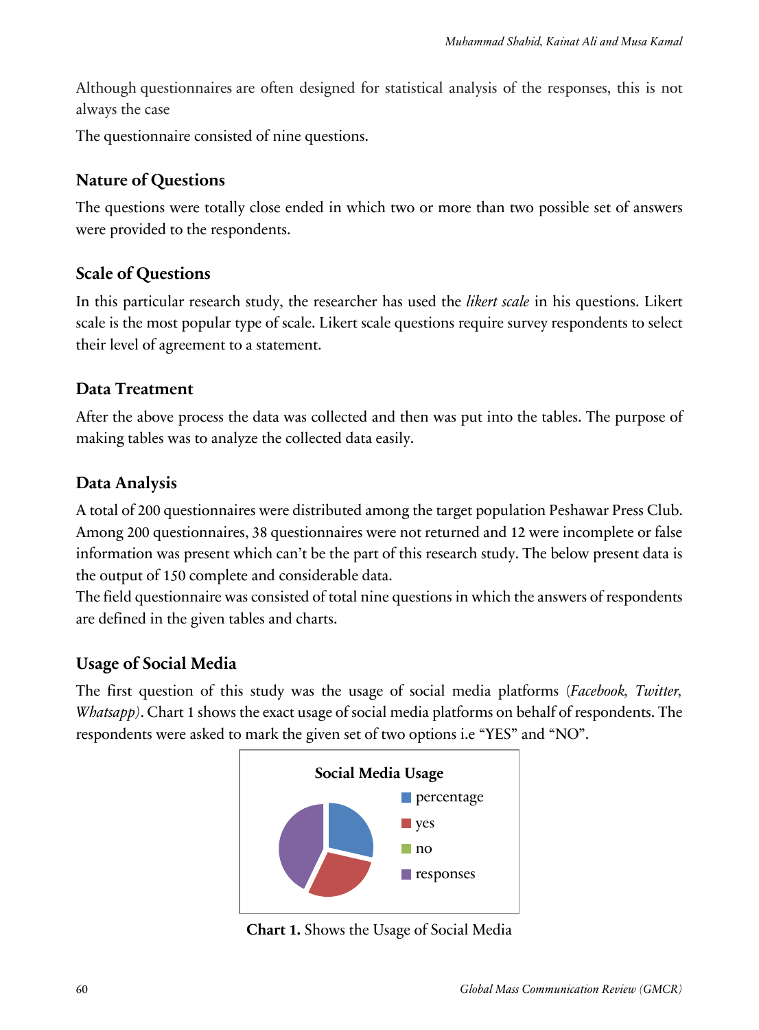Although questionnaires are often designed for statistical analysis of the responses, this is not always the case

The questionnaire consisted of nine questions.

## Nature of Questions

The questions were totally close ended in which two or more than two possible set of answers were provided to the respondents.

## Scale of Questions

In this particular research study, the researcher has used the *likert scale* in his questions. Likert scale is the most popular type of scale. Likert scale questions require survey respondents to select their level of agreement to a statement.

## Data Treatment

After the above process the data was collected and then was put into the tables. The purpose of making tables was to analyze the collected data easily.

## Data Analysis

A total of 200 questionnaires were distributed among the target population Peshawar Press Club. Among 200 questionnaires, 38 questionnaires were not returned and 12 were incomplete or false information was present which can't be the part of this research study. The below present data is the output of 150 complete and considerable data.

The field questionnaire was consisted of total nine questions in which the answers of respondents are defined in the given tables and charts.

## Usage of Social Media

The first question of this study was the usage of social media platforms (*Facebook, Twitter, Whatsapp*). Chart 1 shows the exact usage of social media platforms on behalf of respondents. The respondents were asked to mark the given set of two options i.e "YES" and "NO".

Social Media Usage

percentage

yes

no

responses

**Chart 1.** Shows the Usage of Social Media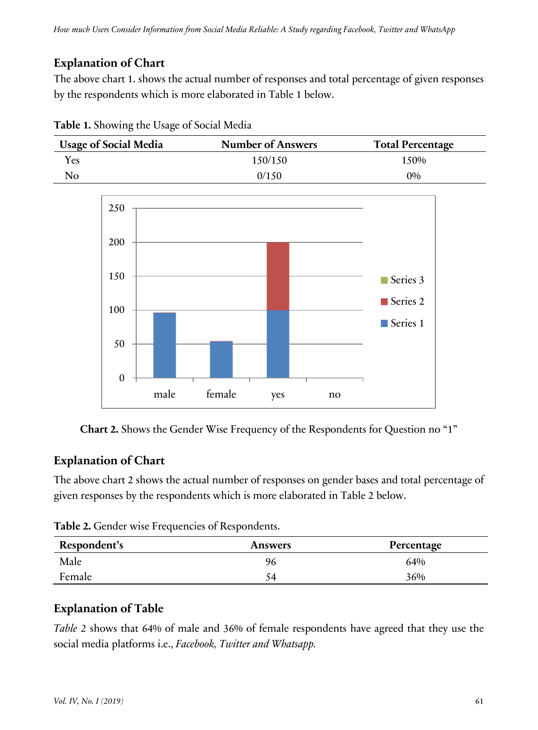## Explanation of Chart

The above chart 1. shows the actual number of responses and total percentage of given responses by the respondents which is more elaborated in Table 1 below.

**Table 1.** Showing the Usage of Social Media

| Usage of Social Media | Number of Answers | Total Percentage |
|---|---|---|
| Yes | 150/150 | 150% |
| No | 0/150 | 0% |

**Chart 2.** Shows the Gender Wise Frequency of the Respondents for Question no "1"

## Explanation of Chart

The above chart 2 shows the actual number of responses on gender bases and total percentage of given responses by the respondents which is more elaborated in Table 2 below.

**Table 2.** Gender wise Frequencies of Respondents.

| Respondent's | Answers | Percentage |
|---|---|---|
| Male | 96 | 64% |
| Female | 54 | 36% |

## Explanation of Table

*Table 2* shows that 64% of male and 36% of female respondents have agreed that they use the social media platforms i.e., *Facebook, Twitter and Whatsapp.*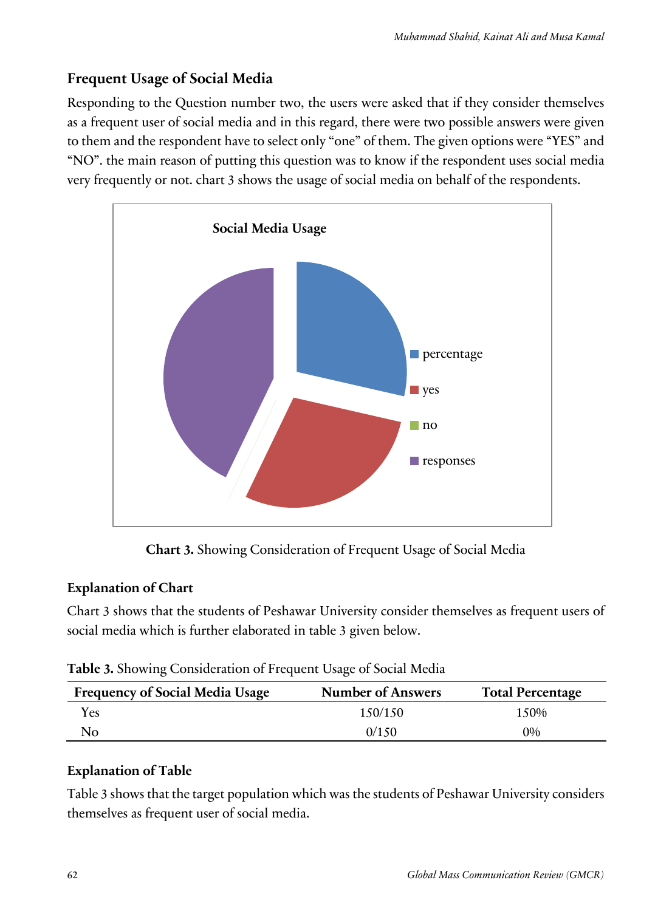## Frequent Usage of Social Media

Responding to the Question number two, the users were asked that if they consider themselves as a frequent user of social media and in this regard, there were two possible answers were given to them and the respondent have to select only "one" of them. The given options were "YES" and "NO". the main reason of putting this question was to know if the respondent uses social media very frequently or not. chart 3 shows the usage of social media on behalf of the respondents.

**Chart 3.** Showing Consideration of Frequent Usage of Social Media

### Explanation of Chart

Chart 3 shows that the students of Peshawar University consider themselves as frequent users of social media which is further elaborated in table 3 given below.

**Table 3.** Showing Consideration of Frequent Usage of Social Media

| Frequency of Social Media Usage | Number of Answers | Total Percentage |
|---|---|---|
| Yes | 150/150 | 150% |
| No | 0/150 | 0% |

### Explanation of Table

Table 3 shows that the target population which was the students of Peshawar University considers themselves as frequent user of social media.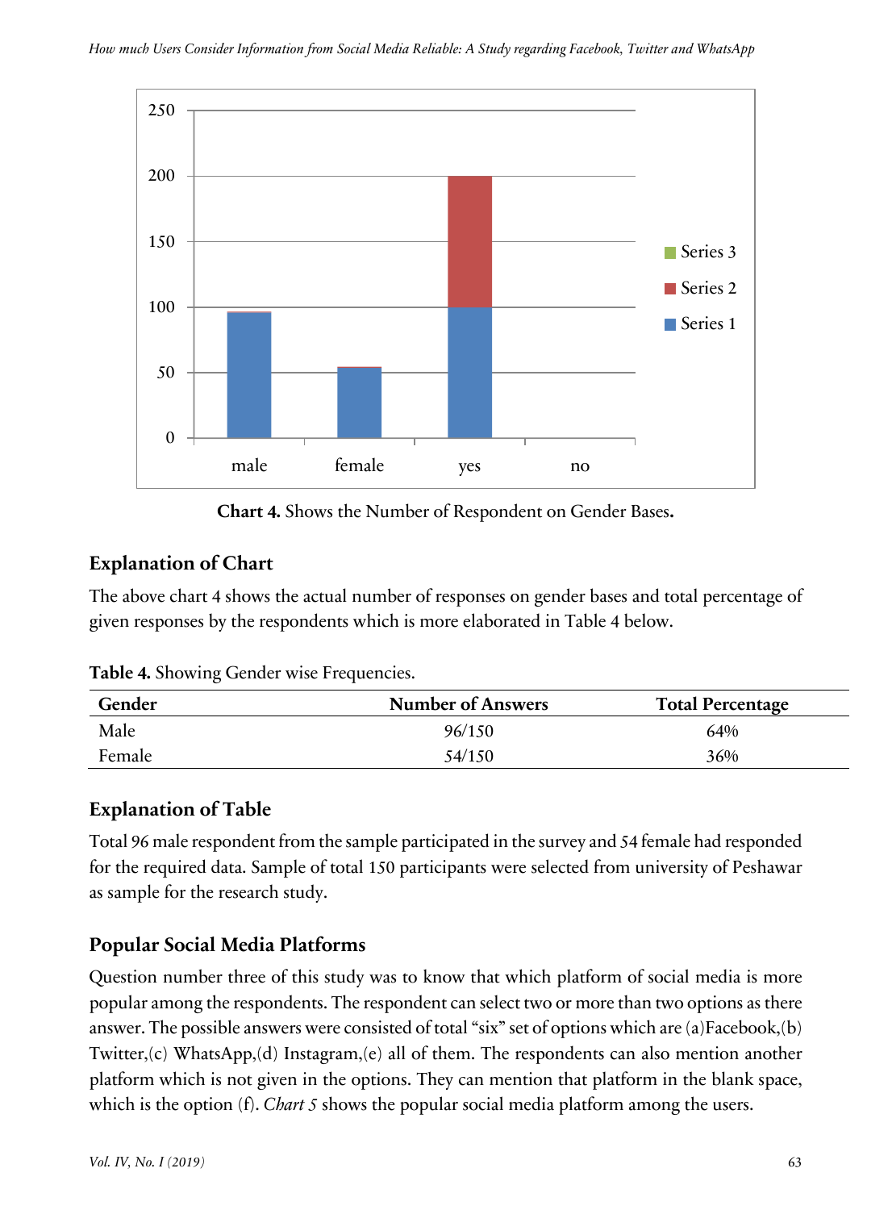**Chart 4.** Shows the Number of Respondent on Gender Bases**.**

## Explanation of Chart

The above chart 4 shows the actual number of responses on gender bases and total percentage of given responses by the respondents which is more elaborated in Table 4 below.

**Table 4.** Showing Gender wise Frequencies.

| Gender | Number of Answers | Total Percentage |
|---|---|---|
| Male | 96/150 | 64% |
| Female | 54/150 | 36% |

## Explanation of Table

Total 96 male respondent from the sample participated in the survey and 54 female had responded for the required data. Sample of total 150 participants were selected from university of Peshawar as sample for the research study.

## Popular Social Media Platforms

Question number three of this study was to know that which platform of social media is more popular among the respondents. The respondent can select two or more than two options as there answer. The possible answers were consisted of total "six" set of options which are (a)Facebook,(b) Twitter,(c) WhatsApp,(d) Instagram,(e) all of them. The respondents can also mention another platform which is not given in the options. They can mention that platform in the blank space, which is the option (f). *Chart 5* shows the popular social media platform among the users.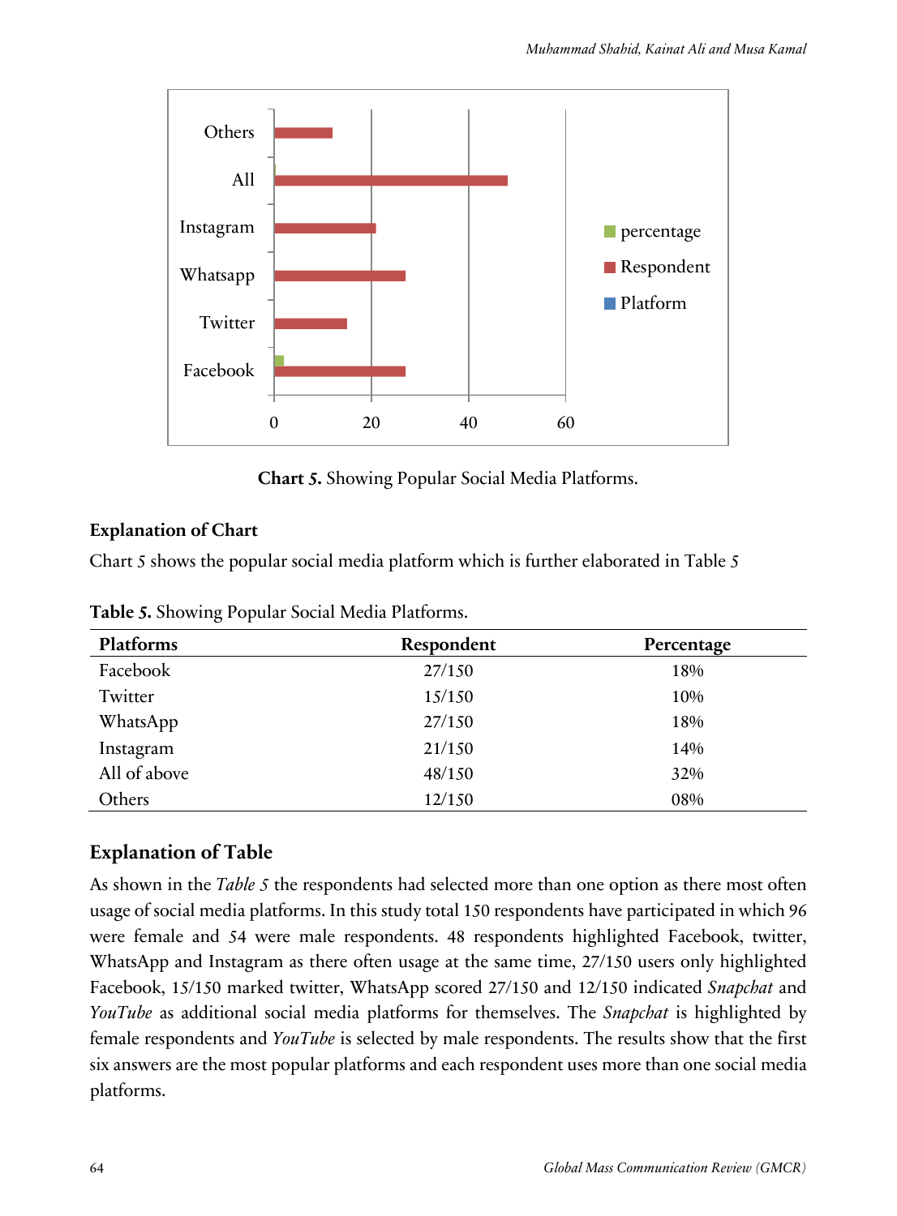Chart 5. Showing Popular Social Media Platforms.

**Explanation of Chart**

Chart 5 shows the popular social media platform which is further elaborated in Table 5

**Table 5.** Showing Popular Social Media Platforms.

| Platforms | Respondent | Percentage |
|---|---|---|
| Facebook | 27/150 | 18% |
| Twitter | 15/150 | 10% |
| WhatsApp | 27/150 | 18% |
| Instagram | 21/150 | 14% |
| All of above | 48/150 | 32% |
| Others | 12/150 | 08% |

## Explanation of Table

As shown in the *Table 5* the respondents had selected more than one option as there most often usage of social media platforms. In this study total 150 respondents have participated in which 96 were female and 54 were male respondents. 48 respondents highlighted Facebook, twitter, WhatsApp and Instagram as there often usage at the same time, 27/150 users only highlighted Facebook, 15/150 marked twitter, WhatsApp scored 27/150 and 12/150 indicated *Snapchat* and *YouTube* as additional social media platforms for themselves. The *Snapchat* is highlighted by female respondents and *YouTube* is selected by male respondents. The results show that the first six answers are the most popular platforms and each respondent uses more than one social media platforms.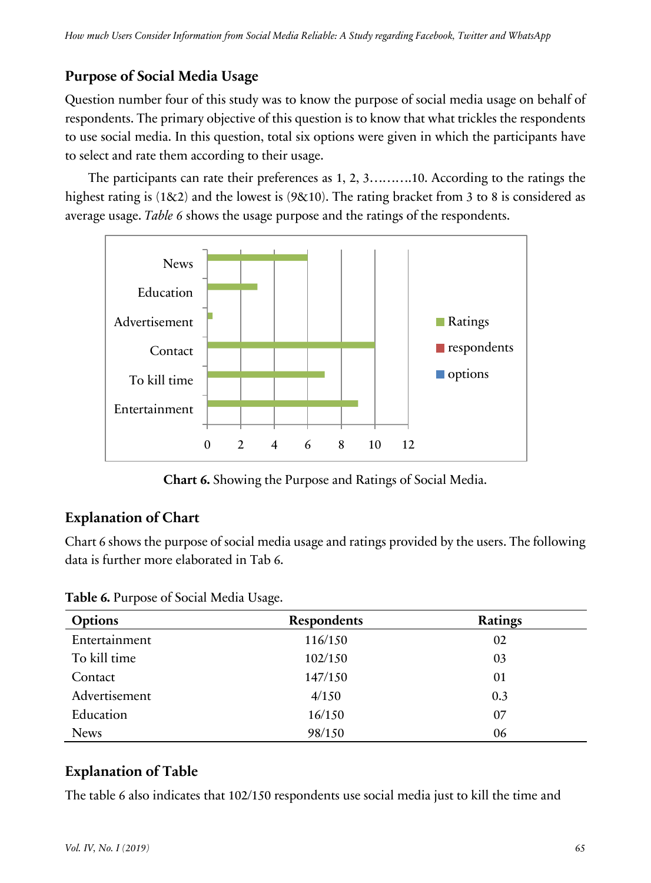## Purpose of Social Media Usage

Question number four of this study was to know the purpose of social media usage on behalf of respondents. The primary objective of this question is to know that what trickles the respondents to use social media. In this question, total six options were given in which the participants have to select and rate them according to their usage.

The participants can rate their preferences as 1, 2, 3……….10. According to the ratings the highest rating is (1&2) and the lowest is (9&10). The rating bracket from 3 to 8 is considered as average usage. *Table 6* shows the usage purpose and the ratings of the respondents.

**Chart 6.** Showing the Purpose and Ratings of Social Media.

## Explanation of Chart

Chart 6 shows the purpose of social media usage and ratings provided by the users. The following data is further more elaborated in Tab 6.

**Table 6.** Purpose of Social Media Usage.

| Options | Respondents | Ratings |
|---|---|---|
| Entertainment | 116/150 | 02 |
| To kill time | 102/150 | 03 |
| Contact | 147/150 | 01 |
| Advertisement | 4/150 | 0.3 |
| Education | 16/150 | 07 |
| News | 98/150 | 06 |

## Explanation of Table

The table 6 also indicates that 102/150 respondents use social media just to kill the time and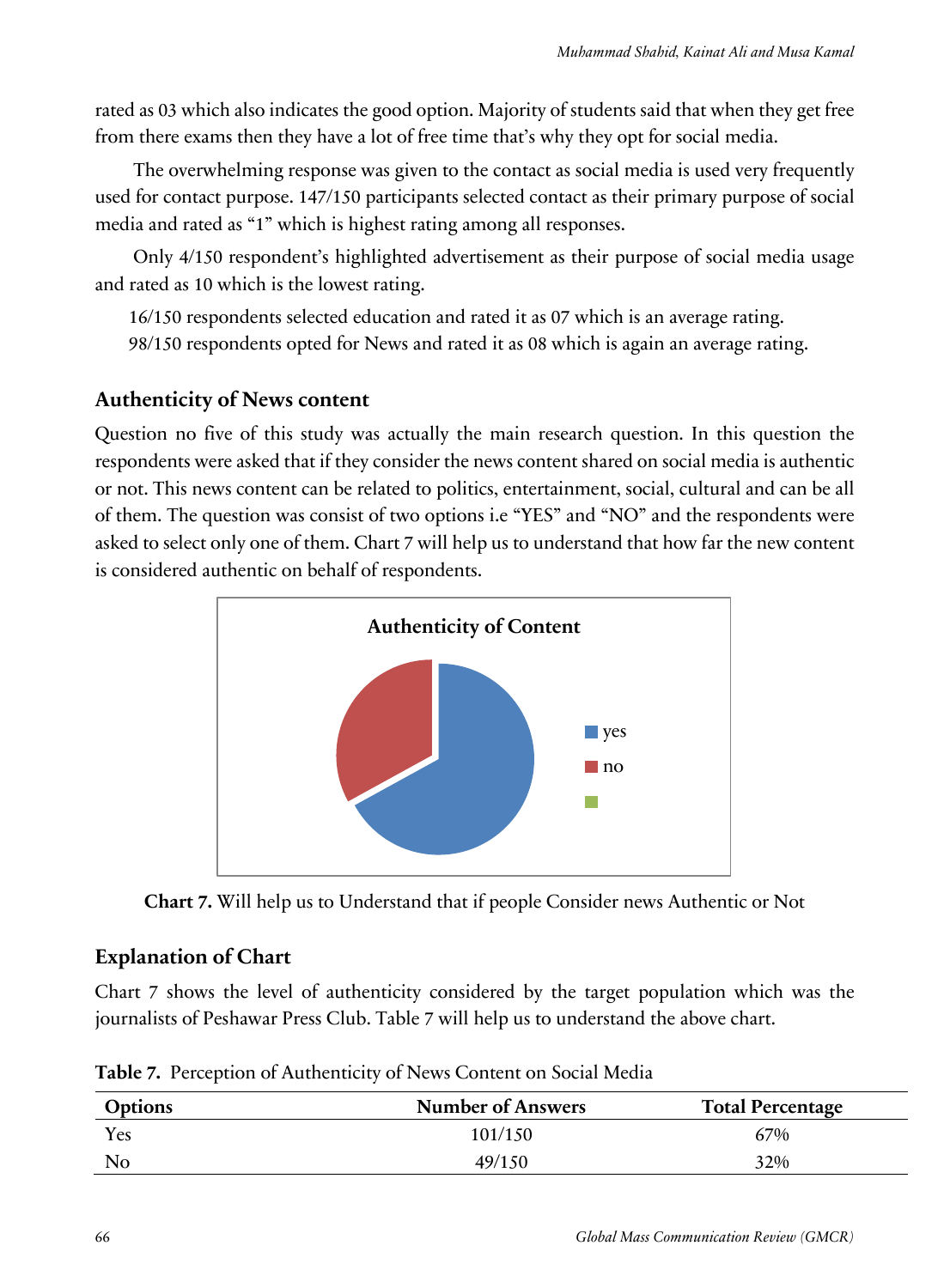rated as 03 which also indicates the good option. Majority of students said that when they get free from there exams then they have a lot of free time that's why they opt for social media.

The overwhelming response was given to the contact as social media is used very frequently used for contact purpose. 147/150 participants selected contact as their primary purpose of social media and rated as "1" which is highest rating among all responses.

Only 4/150 respondent's highlighted advertisement as their purpose of social media usage and rated as 10 which is the lowest rating.

16/150 respondents selected education and rated it as 07 which is an average rating.

98/150 respondents opted for News and rated it as 08 which is again an average rating.

## Authenticity of News content

Question no five of this study was actually the main research question. In this question the respondents were asked that if they consider the news content shared on social media is authentic or not. This news content can be related to politics, entertainment, social, cultural and can be all of them. The question was consist of two options i.e "YES" and "NO" and the respondents were asked to select only one of them. Chart 7 will help us to understand that how far the new content is considered authentic on behalf of respondents.

**Chart 7.** Will help us to Understand that if people Consider news Authentic or Not

## Explanation of Chart

Chart 7 shows the level of authenticity considered by the target population which was the journalists of Peshawar Press Club. Table 7 will help us to understand the above chart.

**Table 7.** Perception of Authenticity of News Content on Social Media

| Options | Number of Answers | Total Percentage |
|---|---|---|
| Yes | 101/150 | 67% |
| No | 49/150 | 32% |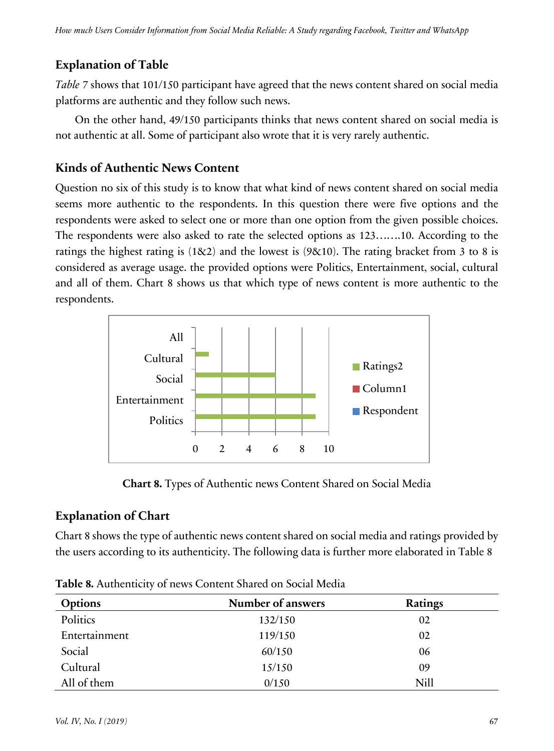## Explanation of Table

*Table 7* shows that 101/150 participant have agreed that the news content shared on social media platforms are authentic and they follow such news.

On the other hand, 49/150 participants thinks that news content shared on social media is not authentic at all. Some of participant also wrote that it is very rarely authentic.

## Kinds of Authentic News Content

Question no six of this study is to know that what kind of news content shared on social media seems more authentic to the respondents. In this question there were five options and the respondents were asked to select one or more than one option from the given possible choices. The respondents were also asked to rate the selected options as 123…….10. According to the ratings the highest rating is (1&2) and the lowest is (9&10). The rating bracket from 3 to 8 is considered as average usage. the provided options were Politics, Entertainment, social, cultural and all of them. Chart 8 shows us that which type of news content is more authentic to the respondents.

**Chart 8.** Types of Authentic news Content Shared on Social Media

## Explanation of Chart

Chart 8 shows the type of authentic news content shared on social media and ratings provided by the users according to its authenticity. The following data is further more elaborated in Table 8

**Table 8.** Authenticity of news Content Shared on Social Media

| Options | Number of answers | Ratings |
|---|---|---|
| Politics | 132/150 | 02 |
| Entertainment | 119/150 | 02 |
| Social | 60/150 | 06 |
| Cultural | 15/150 | 09 |
| All of them | 0/150 | Nill |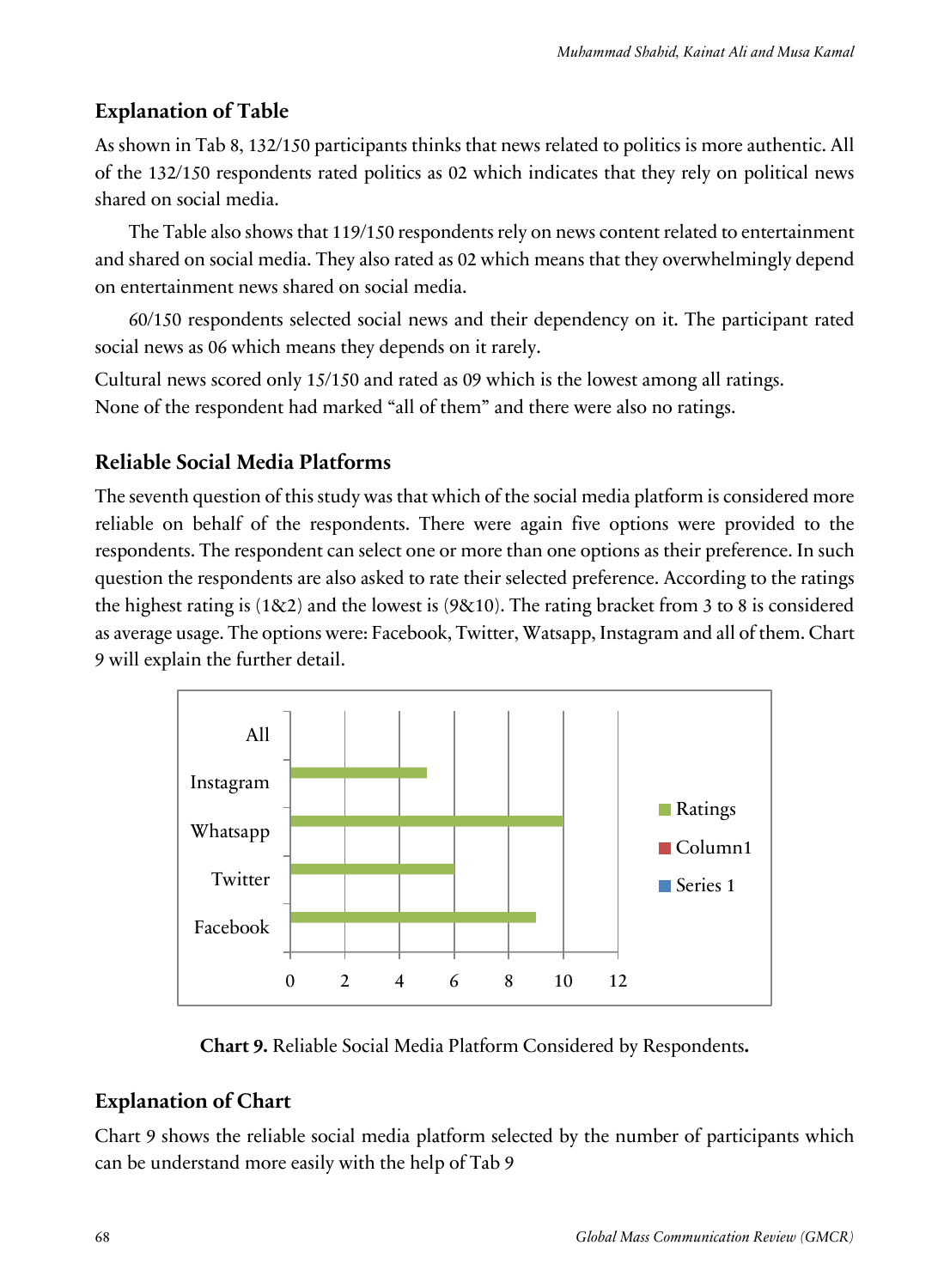## Explanation of Table

As shown in Tab 8, 132/150 participants thinks that news related to politics is more authentic. All of the 132/150 respondents rated politics as 02 which indicates that they rely on political news shared on social media.

The Table also shows that 119/150 respondents rely on news content related to entertainment and shared on social media. They also rated as 02 which means that they overwhelmingly depend on entertainment news shared on social media.

60/150 respondents selected social news and their dependency on it. The participant rated social news as 06 which means they depends on it rarely.

Cultural news scored only 15/150 and rated as 09 which is the lowest among all ratings.
None of the respondent had marked "all of them" and there were also no ratings.

## Reliable Social Media Platforms

The seventh question of this study was that which of the social media platform is considered more reliable on behalf of the respondents. There were again five options were provided to the respondents. The respondent can select one or more than one options as their preference. In such question the respondents are also asked to rate their selected preference. According to the ratings the highest rating is (1&2) and the lowest is (9&10). The rating bracket from 3 to 8 is considered as average usage. The options were: Facebook, Twitter, Watsapp, Instagram and all of them. Chart 9 will explain the further detail.

**Chart 9.** Reliable Social Media Platform Considered by Respondents**.**

## Explanation of Chart

Chart 9 shows the reliable social media platform selected by the number of participants which can be understand more easily with the help of Tab 9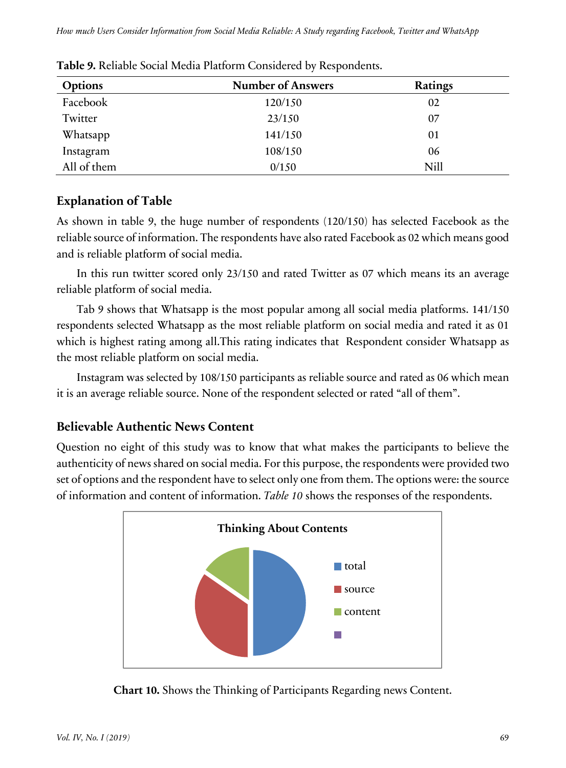**Table 9.** Reliable Social Media Platform Considered by Respondents.

| Options | Number of Answers | Ratings |
|---|---|---|
| Facebook | 120/150 | 02 |
| Twitter | 23/150 | 07 |
| Whatsapp | 141/150 | 01 |
| Instagram | 108/150 | 06 |
| All of them | 0/150 | Nill |

## Explanation of Table

As shown in table 9, the huge number of respondents (120/150) has selected Facebook as the reliable source of information. The respondents have also rated Facebook as 02 which means good and is reliable platform of social media.

In this run twitter scored only 23/150 and rated Twitter as 07 which means its an average reliable platform of social media.

Tab 9 shows that Whatsapp is the most popular among all social media platforms. 141/150 respondents selected Whatsapp as the most reliable platform on social media and rated it as 01 which is highest rating among all.This rating indicates that Respondent consider Whatsapp as the most reliable platform on social media.

Instagram was selected by 108/150 participants as reliable source and rated as 06 which mean it is an average reliable source. None of the respondent selected or rated "all of them".

## Believable Authentic News Content

Question no eight of this study was to know that what makes the participants to believe the authenticity of news shared on social media. For this purpose, the respondents were provided two set of options and the respondent have to select only one from them. The options were: the source of information and content of information. *Table 10* shows the responses of the respondents.

**Chart 10.** Shows the Thinking of Participants Regarding news Content.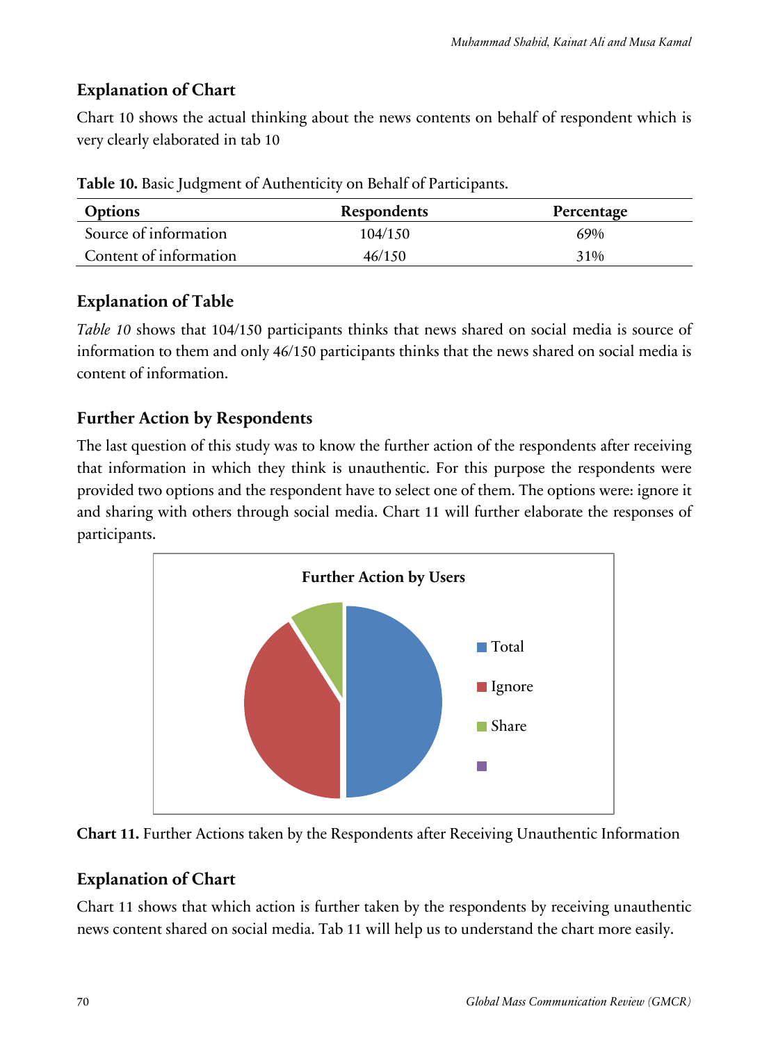## Explanation of Chart

Chart 10 shows the actual thinking about the news contents on behalf of respondent which is very clearly elaborated in tab 10

**Table 10.** Basic Judgment of Authenticity on Behalf of Participants.

| Options | Respondents | Percentage |
|---|---|---|
| Source of information | 104/150 | 69% |
| Content of information | 46/150 | 31% |

## Explanation of Table

*Table 10* shows that 104/150 participants thinks that news shared on social media is source of information to them and only 46/150 participants thinks that the news shared on social media is content of information.

## Further Action by Respondents

The last question of this study was to know the further action of the respondents after receiving that information in which they think is unauthentic. For this purpose the respondents were provided two options and the respondent have to select one of them. The options were: ignore it and sharing with others through social media. Chart 11 will further elaborate the responses of participants.

**Chart 11.** Further Actions taken by the Respondents after Receiving Unauthentic Information

## Explanation of Chart

Chart 11 shows that which action is further taken by the respondents by receiving unauthentic news content shared on social media. Tab 11 will help us to understand the chart more easily.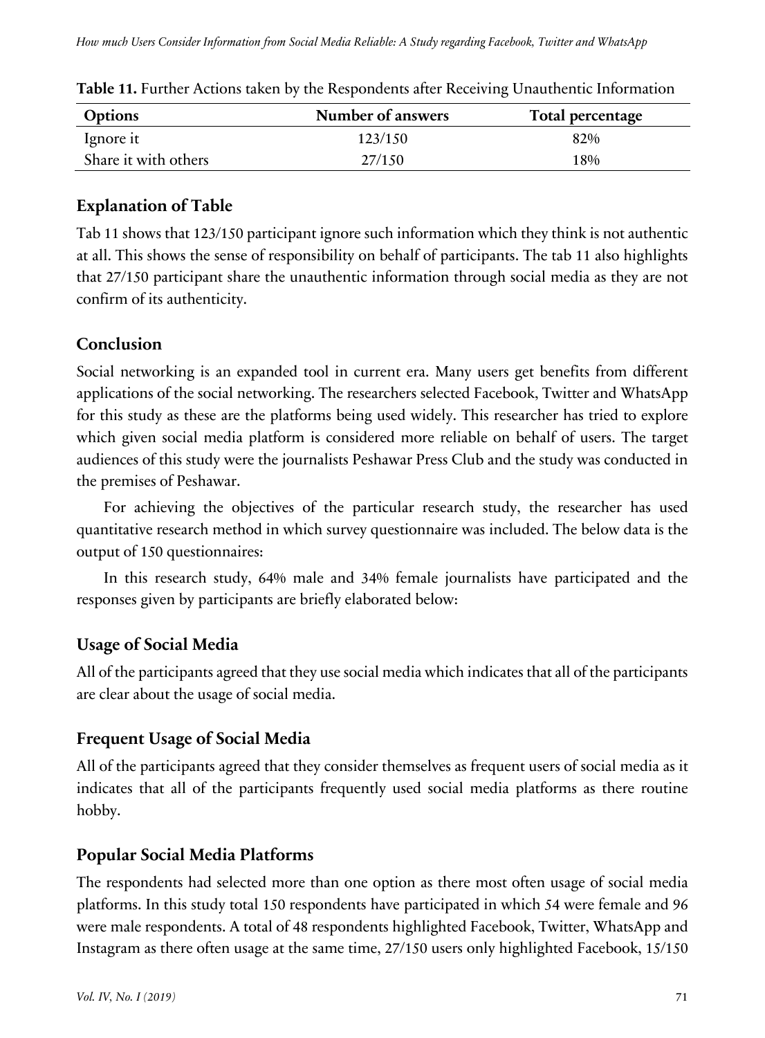**Table 11.** Further Actions taken by the Respondents after Receiving Unauthentic Information

| Options | Number of answers | Total percentage |
|---|---|---|
| Ignore it | 123/150 | 82% |
| Share it with others | 27/150 | 18% |

## Explanation of Table

Tab 11 shows that 123/150 participant ignore such information which they think is not authentic at all. This shows the sense of responsibility on behalf of participants. The tab 11 also highlights that 27/150 participant share the unauthentic information through social media as they are not confirm of its authenticity.

## Conclusion

Social networking is an expanded tool in current era. Many users get benefits from different applications of the social networking. The researchers selected Facebook, Twitter and WhatsApp for this study as these are the platforms being used widely. This researcher has tried to explore which given social media platform is considered more reliable on behalf of users. The target audiences of this study were the journalists Peshawar Press Club and the study was conducted in the premises of Peshawar.

For achieving the objectives of the particular research study, the researcher has used quantitative research method in which survey questionnaire was included. The below data is the output of 150 questionnaires:

In this research study, 64% male and 34% female journalists have participated and the responses given by participants are briefly elaborated below:

## Usage of Social Media

All of the participants agreed that they use social media which indicates that all of the participants are clear about the usage of social media.

## Frequent Usage of Social Media

All of the participants agreed that they consider themselves as frequent users of social media as it indicates that all of the participants frequently used social media platforms as there routine hobby.

## Popular Social Media Platforms

The respondents had selected more than one option as there most often usage of social media platforms. In this study total 150 respondents have participated in which 54 were female and 96 were male respondents. A total of 48 respondents highlighted Facebook, Twitter, WhatsApp and Instagram as there often usage at the same time, 27/150 users only highlighted Facebook, 15/150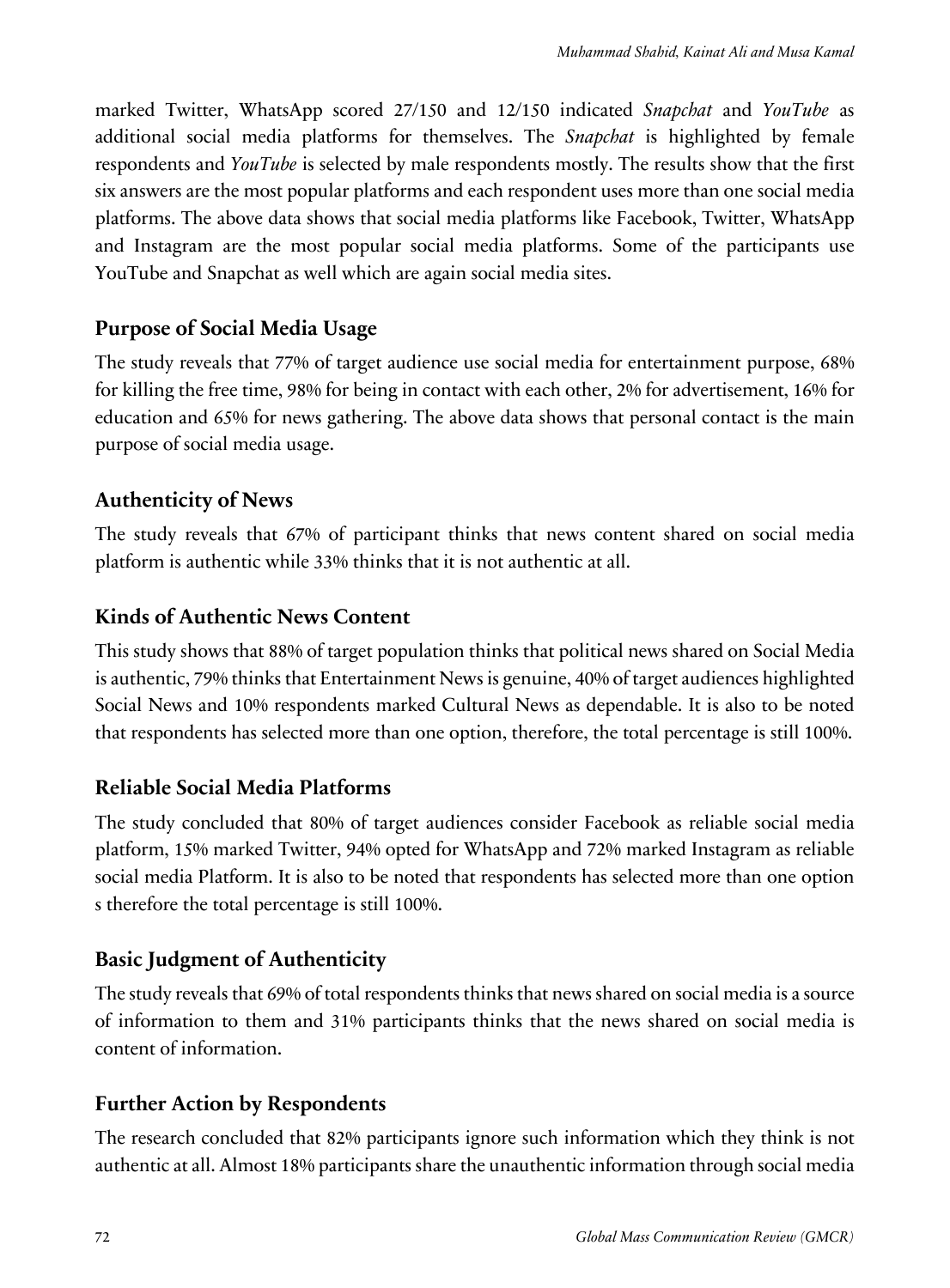marked Twitter, WhatsApp scored 27/150 and 12/150 indicated *Snapchat* and *YouTube* as additional social media platforms for themselves. The *Snapchat* is highlighted by female respondents and *YouTube* is selected by male respondents mostly. The results show that the first six answers are the most popular platforms and each respondent uses more than one social media platforms. The above data shows that social media platforms like Facebook, Twitter, WhatsApp and Instagram are the most popular social media platforms. Some of the participants use YouTube and Snapchat as well which are again social media sites.

## Purpose of Social Media Usage

The study reveals that 77% of target audience use social media for entertainment purpose, 68% for killing the free time, 98% for being in contact with each other, 2% for advertisement, 16% for education and 65% for news gathering. The above data shows that personal contact is the main purpose of social media usage.

## Authenticity of News

The study reveals that 67% of participant thinks that news content shared on social media platform is authentic while 33% thinks that it is not authentic at all.

## Kinds of Authentic News Content

This study shows that 88% of target population thinks that political news shared on Social Media is authentic, 79% thinks that Entertainment News is genuine, 40% of target audiences highlighted Social News and 10% respondents marked Cultural News as dependable. It is also to be noted that respondents has selected more than one option, therefore, the total percentage is still 100%.

## Reliable Social Media Platforms

The study concluded that 80% of target audiences consider Facebook as reliable social media platform, 15% marked Twitter, 94% opted for WhatsApp and 72% marked Instagram as reliable social media Platform. It is also to be noted that respondents has selected more than one option s therefore the total percentage is still 100%.

## Basic Judgment of Authenticity

The study reveals that 69% of total respondents thinks that news shared on social media is a source of information to them and 31% participants thinks that the news shared on social media is content of information.

## Further Action by Respondents

The research concluded that 82% participants ignore such information which they think is not authentic at all. Almost 18% participants share the unauthentic information through social media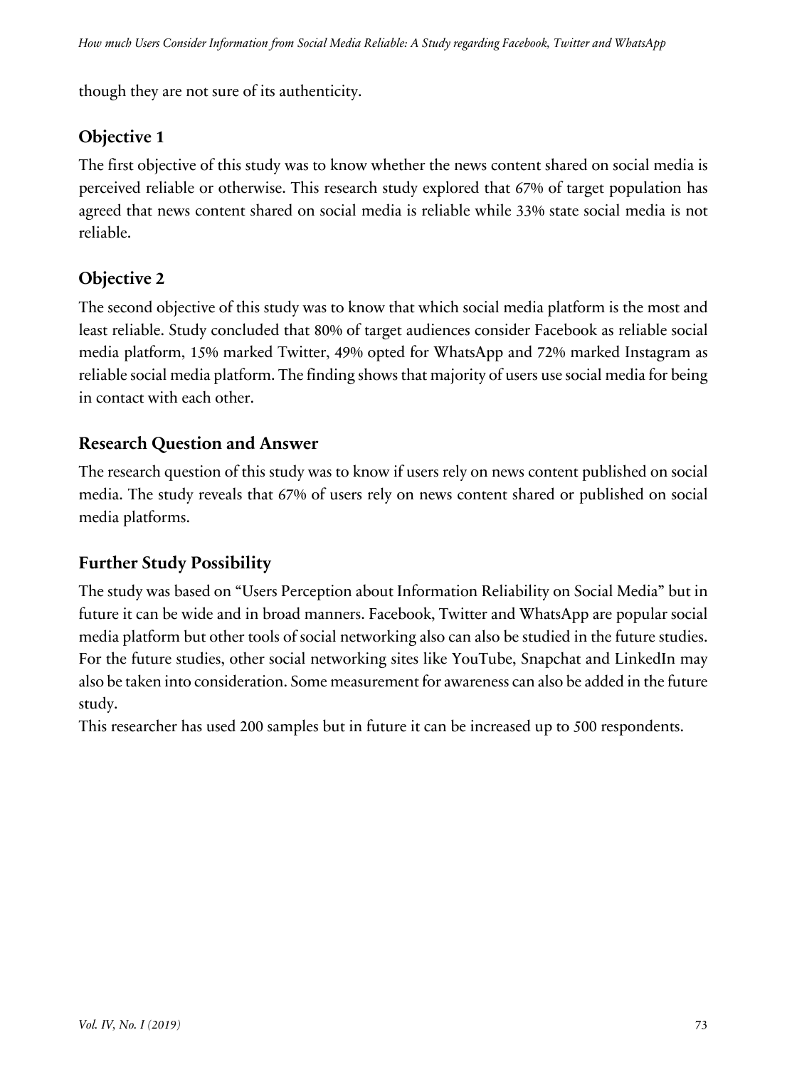though they are not sure of its authenticity.

## Objective 1

The first objective of this study was to know whether the news content shared on social media is perceived reliable or otherwise. This research study explored that 67% of target population has agreed that news content shared on social media is reliable while 33% state social media is not reliable.

## Objective 2

The second objective of this study was to know that which social media platform is the most and least reliable. Study concluded that 80% of target audiences consider Facebook as reliable social media platform, 15% marked Twitter, 49% opted for WhatsApp and 72% marked Instagram as reliable social media platform. The finding shows that majority of users use social media for being in contact with each other.

## Research Question and Answer

The research question of this study was to know if users rely on news content published on social media. The study reveals that 67% of users rely on news content shared or published on social media platforms.

## Further Study Possibility

The study was based on "Users Perception about Information Reliability on Social Media" but in future it can be wide and in broad manners. Facebook, Twitter and WhatsApp are popular social media platform but other tools of social networking also can also be studied in the future studies. For the future studies, other social networking sites like YouTube, Snapchat and LinkedIn may also be taken into consideration. Some measurement for awareness can also be added in the future study.

This researcher has used 200 samples but in future it can be increased up to 500 respondents.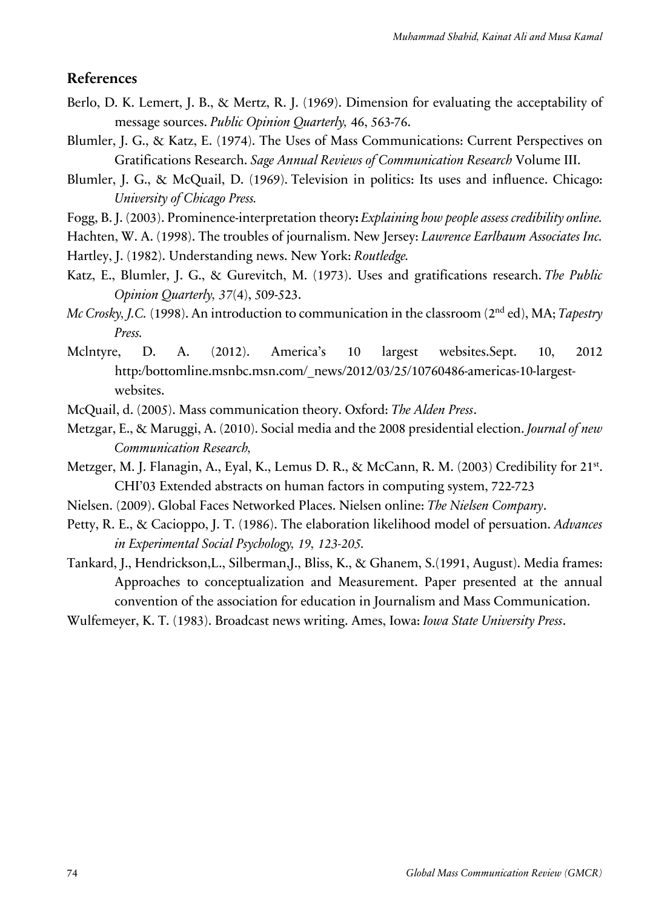## References

Berlo, D. K. Lemert, J. B., & Mertz, R. J. (1969). Dimension for evaluating the acceptability of message sources. *Public Opinion Quarterly*, 46, 563-76.

Blumler, J. G., & Katz, E. (1974). The Uses of Mass Communications: Current Perspectives on Gratifications Research. *Sage Annual Reviews of Communication Research* Volume III.

Blumler, J. G., & McQuail, D. (1969). Television in politics: Its uses and influence. Chicago: *University of Chicago Press.*

Fogg, B. J. (2003). Prominence-interpretation theory**:** *Explaining how people assess credibility online.*

Hachten, W. A. (1998). The troubles of journalism. New Jersey: *Lawrence Earlbaum Associates Inc.*

Hartley, J. (1982). Understanding news. New York: *Routledge.*

Katz, E., Blumler, J. G., & Gurevitch, M. (1973). Uses and gratifications research. *The Public Opinion Quarterly, 37*(4), 509-523.

*Mc Crosky, J.C.* (1998). An introduction to communication in the classroom (2nd ed), MA; *Tapestry Press.*

Mclntyre, D. A. (2012). America's 10 largest websites.Sept. 10, 2012 http:/bottomline.msnbc.msn.com/_news/2012/03/25/10760486-americas-10-largest-websites.

McQuail, d. (2005). Mass communication theory. Oxford: *The Alden Press*.

Metzgar, E., & Maruggi, A. (2010). Social media and the 2008 presidential election. *Journal of new Communication Research,*

Metzger, M. J. Flanagin, A., Eyal, K., Lemus D. R., & McCann, R. M. (2003) Credibility for 21st. CHI'03 Extended abstracts on human factors in computing system, 722-723

Nielsen. (2009). Global Faces Networked Places. Nielsen online: *The Nielsen Company*.

Petty, R. E., & Cacioppo, J. T. (1986). The elaboration likelihood model of persuasion. *Advances in Experimental Social Psychology, 19, 123-205.*

Tankard, J., Hendrickson,L., Silberman,J., Bliss, K., & Ghanem, S.(1991, August). Media frames: Approaches to conceptualization and Measurement. Paper presented at the annual convention of the association for education in Journalism and Mass Communication.

Wulfemeyer, K. T. (1983). Broadcast news writing. Ames, Iowa: *Iowa State University Press*.